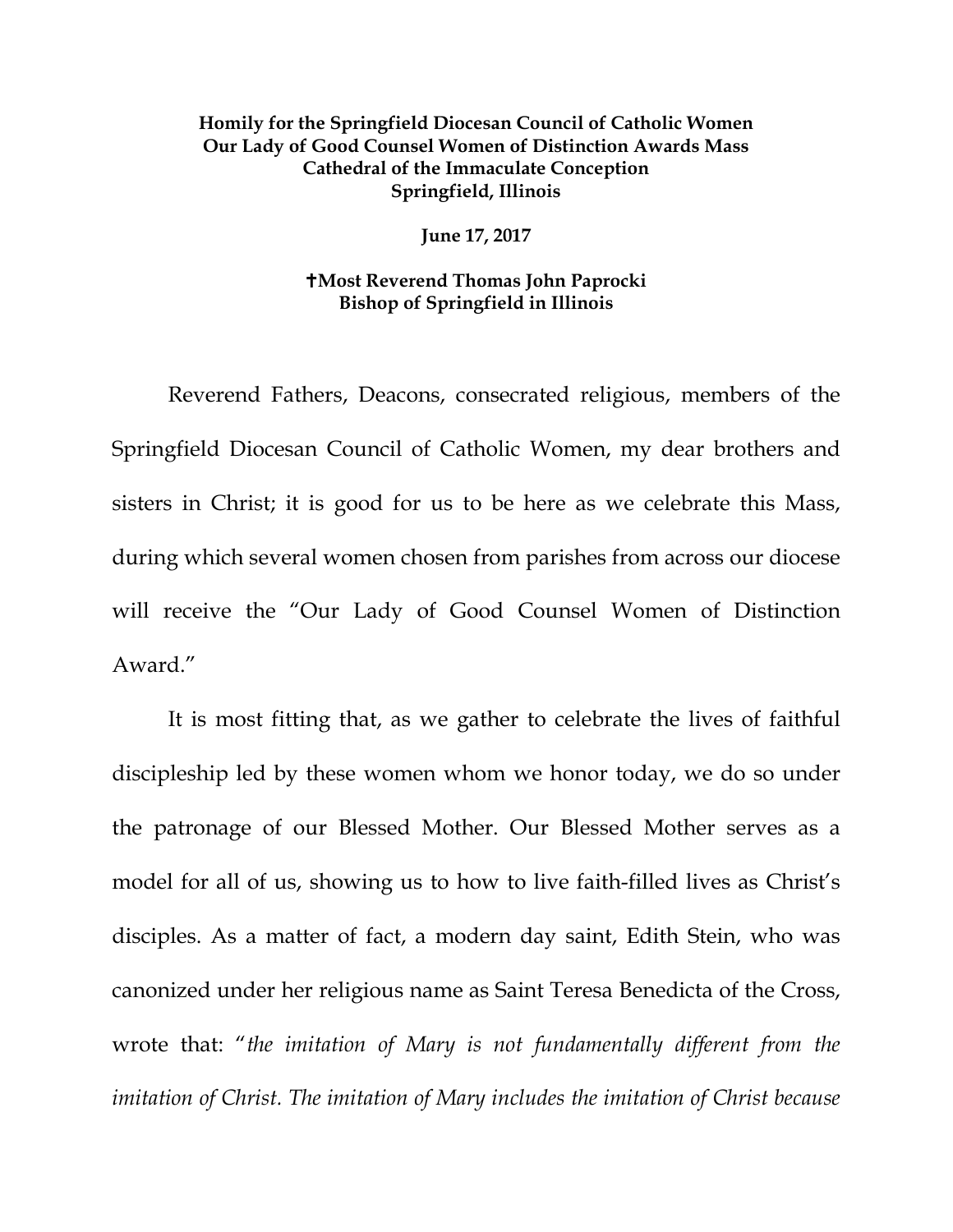**Homily for the Springfield Diocesan Council of Catholic Women**
**Our Lady of Good Counsel Women of Distinction Awards Mass**
**Cathedral of the Immaculate Conception**
**Springfield, Illinois**

**June 17, 2017**

**✝Most Reverend Thomas John Paprocki**
**Bishop of Springfield in Illinois**

Reverend Fathers, Deacons, consecrated religious, members of the Springfield Diocesan Council of Catholic Women, my dear brothers and sisters in Christ; it is good for us to be here as we celebrate this Mass, during which several women chosen from parishes from across our diocese will receive the "Our Lady of Good Counsel Women of Distinction Award."

It is most fitting that, as we gather to celebrate the lives of faithful discipleship led by these women whom we honor today, we do so under the patronage of our Blessed Mother. Our Blessed Mother serves as a model for all of us, showing us to how to live faith-filled lives as Christ's disciples. As a matter of fact, a modern day saint, Edith Stein, who was canonized under her religious name as Saint Teresa Benedicta of the Cross, wrote that: "*the imitation of Mary is not fundamentally different from the imitation of Christ. The imitation of Mary includes the imitation of Christ because*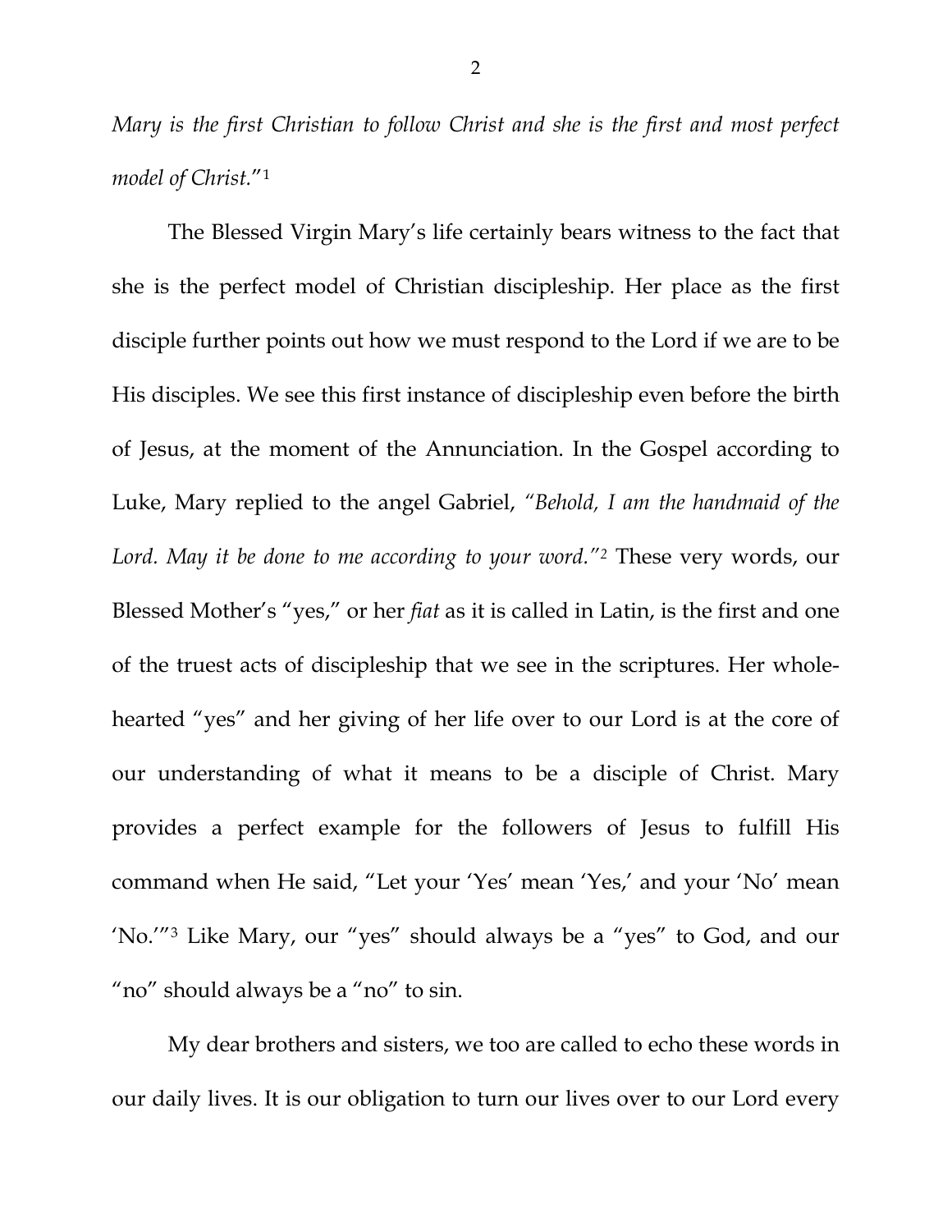*Mary is the first Christian to follow Christ and she is the first and most perfect model of Christ.*"[1]

The Blessed Virgin Mary's life certainly bears witness to the fact that she is the perfect model of Christian discipleship. Her place as the first disciple further points out how we must respond to the Lord if we are to be His disciples. We see this first instance of discipleship even before the birth of Jesus, at the moment of the Annunciation. In the Gospel according to Luke, Mary replied to the angel Gabriel, *"Behold, I am the handmaid of the Lord. May it be done to me according to your word."*[2] These very words, our Blessed Mother's "yes," or her *fiat* as it is called in Latin, is the first and one of the truest acts of discipleship that we see in the scriptures. Her whole-hearted "yes" and her giving of her life over to our Lord is at the core of our understanding of what it means to be a disciple of Christ. Mary provides a perfect example for the followers of Jesus to fulfill His command when He said, "Let your 'Yes' mean 'Yes,' and your 'No' mean 'No.'"[3] Like Mary, our "yes" should always be a "yes" to God, and our "no" should always be a "no" to sin.

My dear brothers and sisters, we too are called to echo these words in our daily lives. It is our obligation to turn our lives over to our Lord every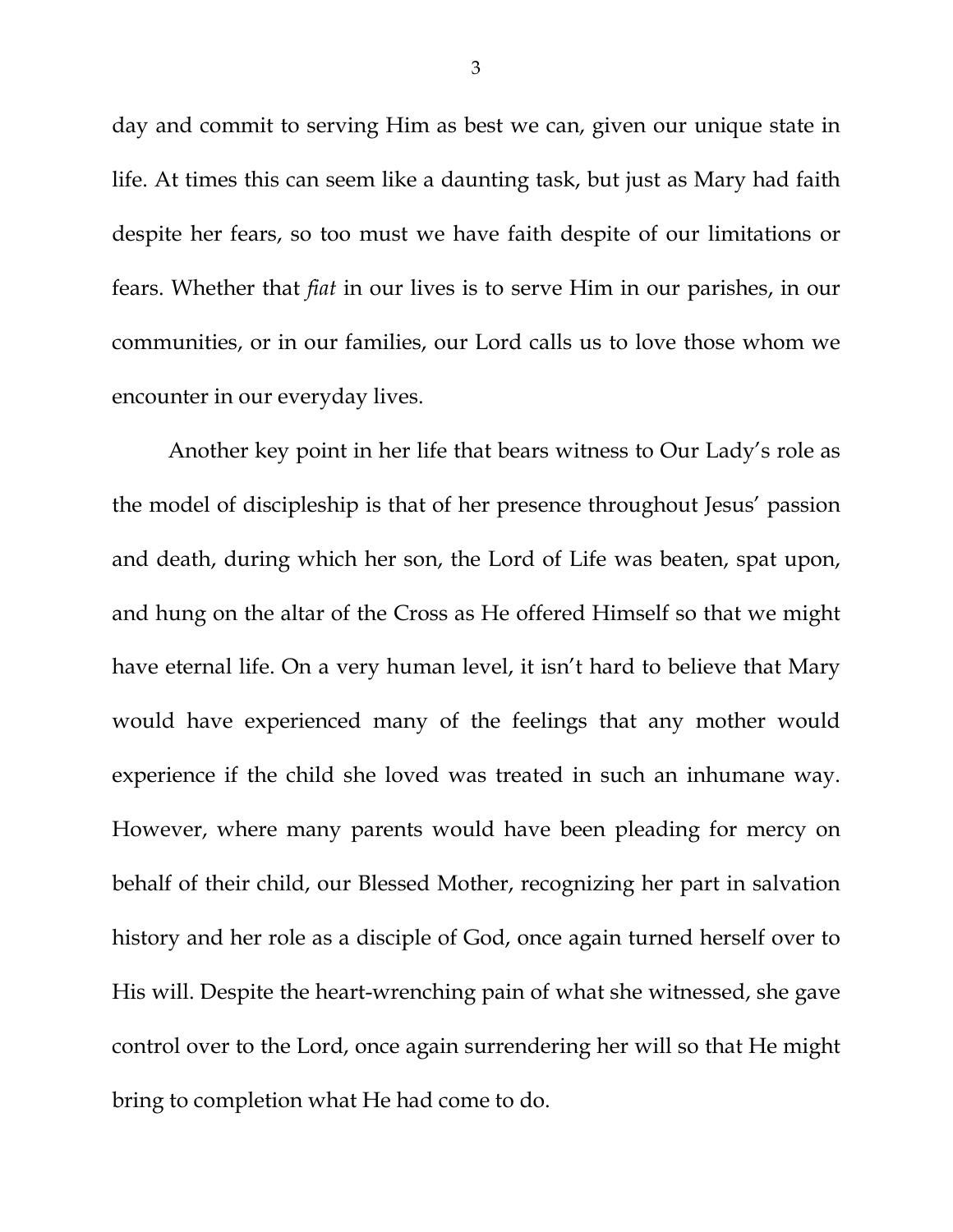day and commit to serving Him as best we can, given our unique state in life. At times this can seem like a daunting task, but just as Mary had faith despite her fears, so too must we have faith despite of our limitations or fears. Whether that *fiat* in our lives is to serve Him in our parishes, in our communities, or in our families, our Lord calls us to love those whom we encounter in our everyday lives.

Another key point in her life that bears witness to Our Lady's role as the model of discipleship is that of her presence throughout Jesus' passion and death, during which her son, the Lord of Life was beaten, spat upon, and hung on the altar of the Cross as He offered Himself so that we might have eternal life. On a very human level, it isn't hard to believe that Mary would have experienced many of the feelings that any mother would experience if the child she loved was treated in such an inhumane way. However, where many parents would have been pleading for mercy on behalf of their child, our Blessed Mother, recognizing her part in salvation history and her role as a disciple of God, once again turned herself over to His will. Despite the heart-wrenching pain of what she witnessed, she gave control over to the Lord, once again surrendering her will so that He might bring to completion what He had come to do.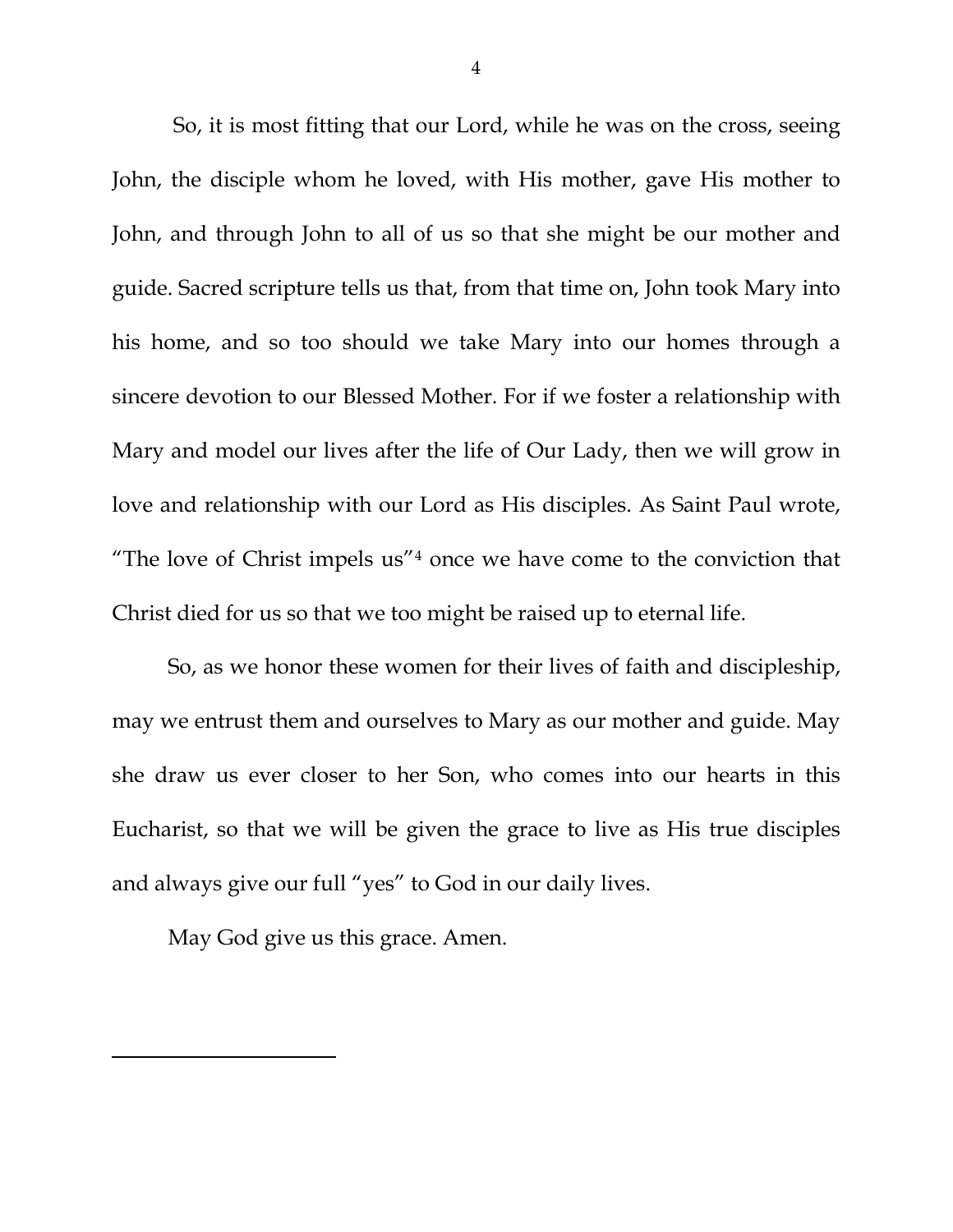So, it is most fitting that our Lord, while he was on the cross, seeing John, the disciple whom he loved, with His mother, gave His mother to John, and through John to all of us so that she might be our mother and guide. Sacred scripture tells us that, from that time on, John took Mary into his home, and so too should we take Mary into our homes through a sincere devotion to our Blessed Mother. For if we foster a relationship with Mary and model our lives after the life of Our Lady, then we will grow in love and relationship with our Lord as His disciples. As Saint Paul wrote, "The love of Christ impels us"[4] once we have come to the conviction that Christ died for us so that we too might be raised up to eternal life.

So, as we honor these women for their lives of faith and discipleship, may we entrust them and ourselves to Mary as our mother and guide. May she draw us ever closer to her Son, who comes into our hearts in this Eucharist, so that we will be given the grace to live as His true disciples and always give our full "yes" to God in our daily lives.

May God give us this grace. Amen.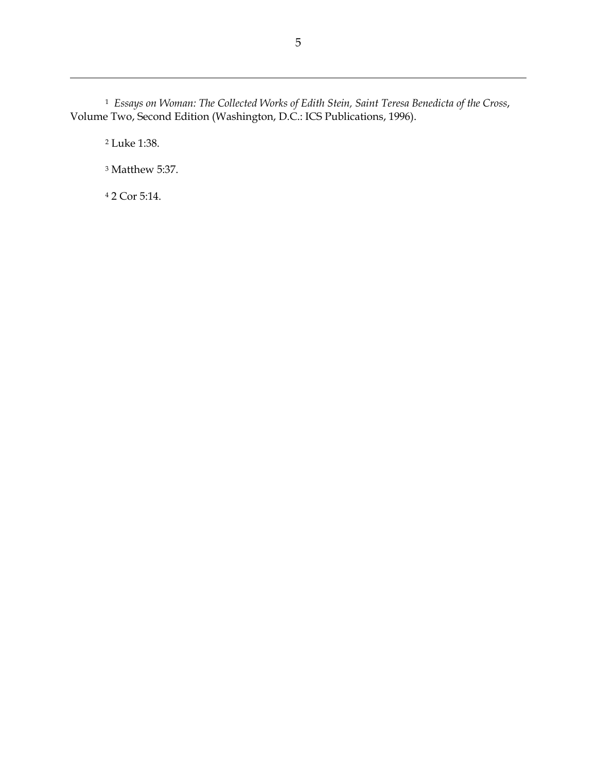[1] *Essays on Woman: The Collected Works of Edith Stein, Saint Teresa Benedicta of the Cross*, Volume Two, Second Edition (Washington, D.C.: ICS Publications, 1996).

[2] Luke 1:38.

[3] Matthew 5:37.

[4] 2 Cor 5:14.